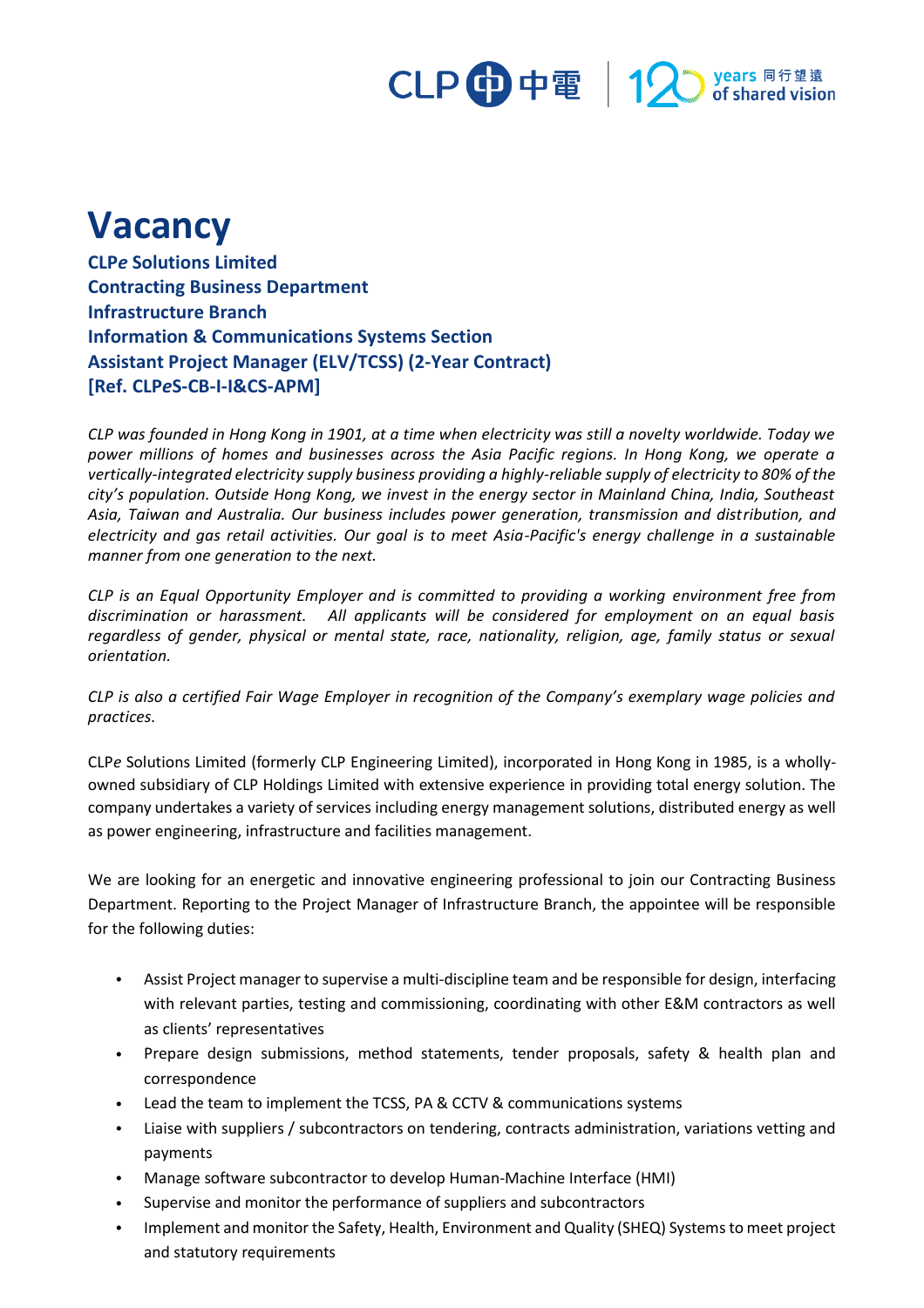# Vacancy

**CLP*e* Solutions Limited**
**Contracting Business Department**
**Infrastructure Branch**
**Information & Communications Systems Section**
**Assistant Project Manager (ELV/TCSS) (2-Year Contract)**
**[Ref. CLP*e*S-CB-I-I&CS-APM]**

*CLP was founded in Hong Kong in 1901, at a time when electricity was still a novelty worldwide. Today we power millions of homes and businesses across the Asia Pacific regions. In Hong Kong, we operate a vertically-integrated electricity supply business providing a highly-reliable supply of electricity to 80% of the city's population. Outside Hong Kong, we invest in the energy sector in Mainland China, India, Southeast Asia, Taiwan and Australia. Our business includes power generation, transmission and distribution, and electricity and gas retail activities. Our goal is to meet Asia-Pacific's energy challenge in a sustainable manner from one generation to the next.*

*CLP is an Equal Opportunity Employer and is committed to providing a working environment free from discrimination or harassment. All applicants will be considered for employment on an equal basis regardless of gender, physical or mental state, race, nationality, religion, age, family status or sexual orientation.*

*CLP is also a certified Fair Wage Employer in recognition of the Company's exemplary wage policies and practices.*

CLP*e* Solutions Limited (formerly CLP Engineering Limited), incorporated in Hong Kong in 1985, is a wholly-owned subsidiary of CLP Holdings Limited with extensive experience in providing total energy solution. The company undertakes a variety of services including energy management solutions, distributed energy as well as power engineering, infrastructure and facilities management.

We are looking for an energetic and innovative engineering professional to join our Contracting Business Department. Reporting to the Project Manager of Infrastructure Branch, the appointee will be responsible for the following duties:

- Assist Project manager to supervise a multi-discipline team and be responsible for design, interfacing with relevant parties, testing and commissioning, coordinating with other E&M contractors as well as clients' representatives
- Prepare design submissions, method statements, tender proposals, safety & health plan and correspondence
- Lead the team to implement the TCSS, PA & CCTV & communications systems
- Liaise with suppliers / subcontractors on tendering, contracts administration, variations vetting and payments
- Manage software subcontractor to develop Human-Machine Interface (HMI)
- Supervise and monitor the performance of suppliers and subcontractors
- Implement and monitor the Safety, Health, Environment and Quality (SHEQ) Systems to meet project and statutory requirements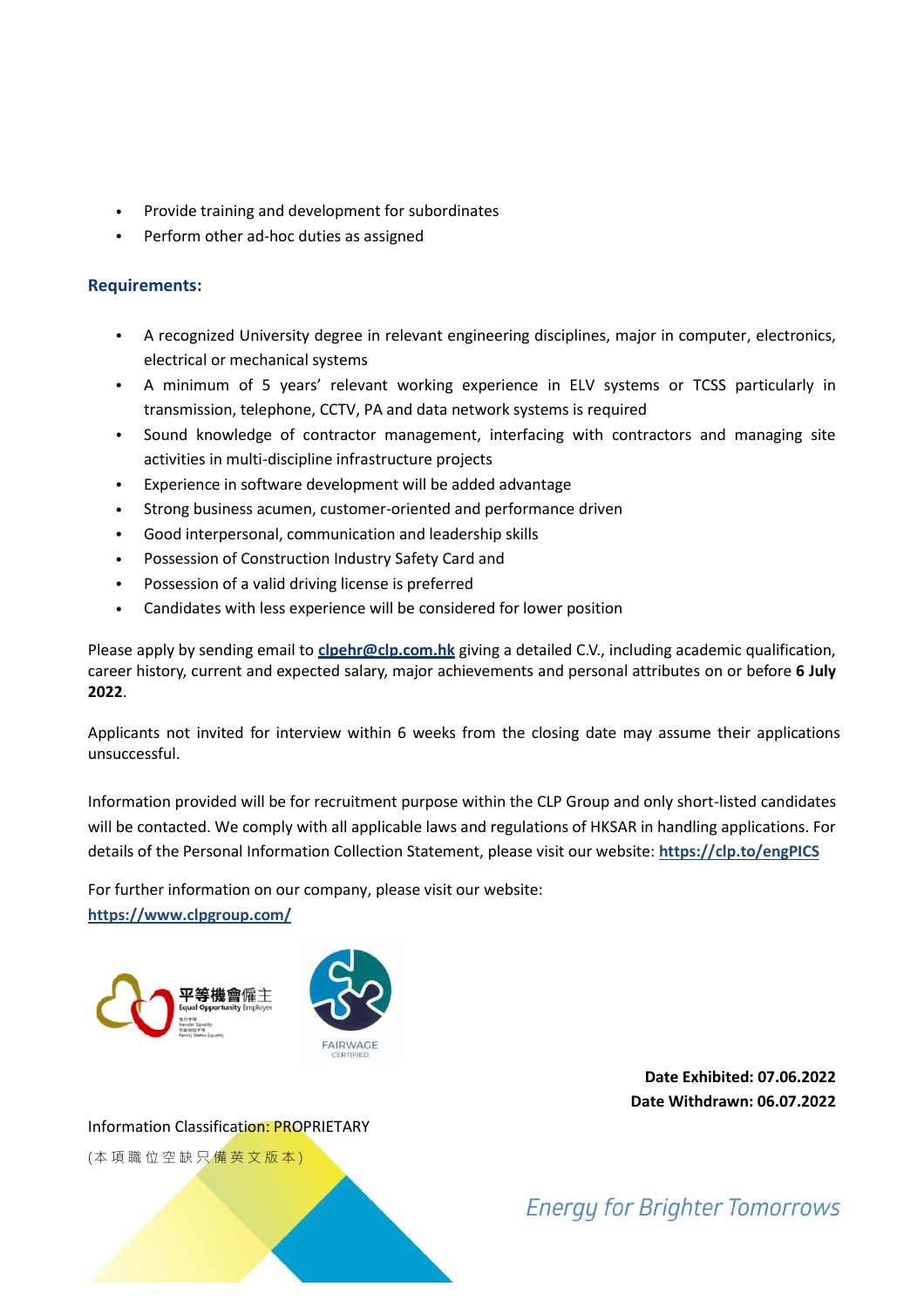- Provide training and development for subordinates
- Perform other ad-hoc duties as assigned

**Requirements:**

- A recognized University degree in relevant engineering disciplines, major in computer, electronics, electrical or mechanical systems
- A minimum of 5 years' relevant working experience in ELV systems or TCSS particularly in transmission, telephone, CCTV, PA and data network systems is required
- Sound knowledge of contractor management, interfacing with contractors and managing site activities in multi-discipline infrastructure projects
- Experience in software development will be added advantage
- Strong business acumen, customer-oriented and performance driven
- Good interpersonal, communication and leadership skills
- Possession of Construction Industry Safety Card and
- Possession of a valid driving license is preferred
- Candidates with less experience will be considered for lower position

Please apply by sending email to **clpehr@clp.com.hk** giving a detailed C.V., including academic qualification, career history, current and expected salary, major achievements and personal attributes on or before **6 July 2022**.

Applicants not invited for interview within 6 weeks from the closing date may assume their applications unsuccessful.

Information provided will be for recruitment purpose within the CLP Group and only short-listed candidates will be contacted. We comply with all applicable laws and regulations of HKSAR in handling applications. For details of the Personal Information Collection Statement, please visit our website: **https://clp.to/engPICS**

For further information on our company, please visit our website:
**https://www.clpgroup.com/**

平等機會僱主 Equal Opportunity Employer

FAIRWAGE CERTIFIED

**Date Exhibited: 07.06.2022**
**Date Withdrawn: 06.07.2022**

Information Classification: PROPRIETARY

(本項職位空缺只備英文版本)

*Energy for Brighter Tomorrows*